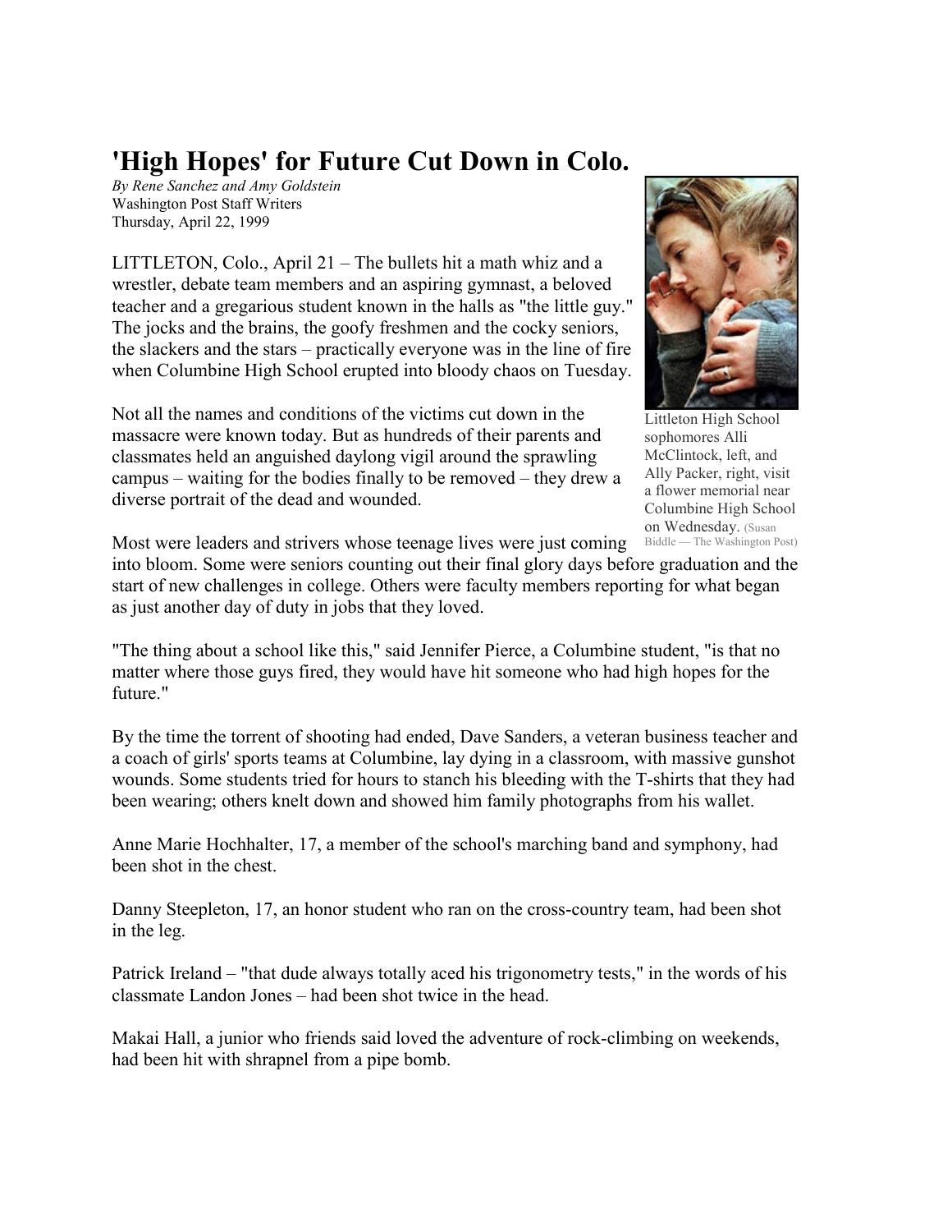# 'High Hopes' for Future Cut Down in Colo.

*By Rene Sanchez and Amy Goldstein*
Washington Post Staff Writers
Thursday, April 22, 1999

Littleton High School sophomores Alli McClintock, left, and Ally Packer, right, visit a flower memorial near Columbine High School on Wednesday. (Susan Biddle — The Washington Post)

LITTLETON, Colo., April 21 – The bullets hit a math whiz and a wrestler, debate team members and an aspiring gymnast, a beloved teacher and a gregarious student known in the halls as "the little guy." The jocks and the brains, the goofy freshmen and the cocky seniors, the slackers and the stars – practically everyone was in the line of fire when Columbine High School erupted into bloody chaos on Tuesday.

Not all the names and conditions of the victims cut down in the massacre were known today. But as hundreds of their parents and classmates held an anguished daylong vigil around the sprawling campus – waiting for the bodies finally to be removed – they drew a diverse portrait of the dead and wounded.

Most were leaders and strivers whose teenage lives were just coming into bloom. Some were seniors counting out their final glory days before graduation and the start of new challenges in college. Others were faculty members reporting for what began as just another day of duty in jobs that they loved.

"The thing about a school like this," said Jennifer Pierce, a Columbine student, "is that no matter where those guys fired, they would have hit someone who had high hopes for the future."

By the time the torrent of shooting had ended, Dave Sanders, a veteran business teacher and a coach of girls' sports teams at Columbine, lay dying in a classroom, with massive gunshot wounds. Some students tried for hours to stanch his bleeding with the T-shirts that they had been wearing; others knelt down and showed him family photographs from his wallet.

Anne Marie Hochhalter, 17, a member of the school's marching band and symphony, had been shot in the chest.

Danny Steepleton, 17, an honor student who ran on the cross-country team, had been shot in the leg.

Patrick Ireland – "that dude always totally aced his trigonometry tests," in the words of his classmate Landon Jones – had been shot twice in the head.

Makai Hall, a junior who friends said loved the adventure of rock-climbing on weekends, had been hit with shrapnel from a pipe bomb.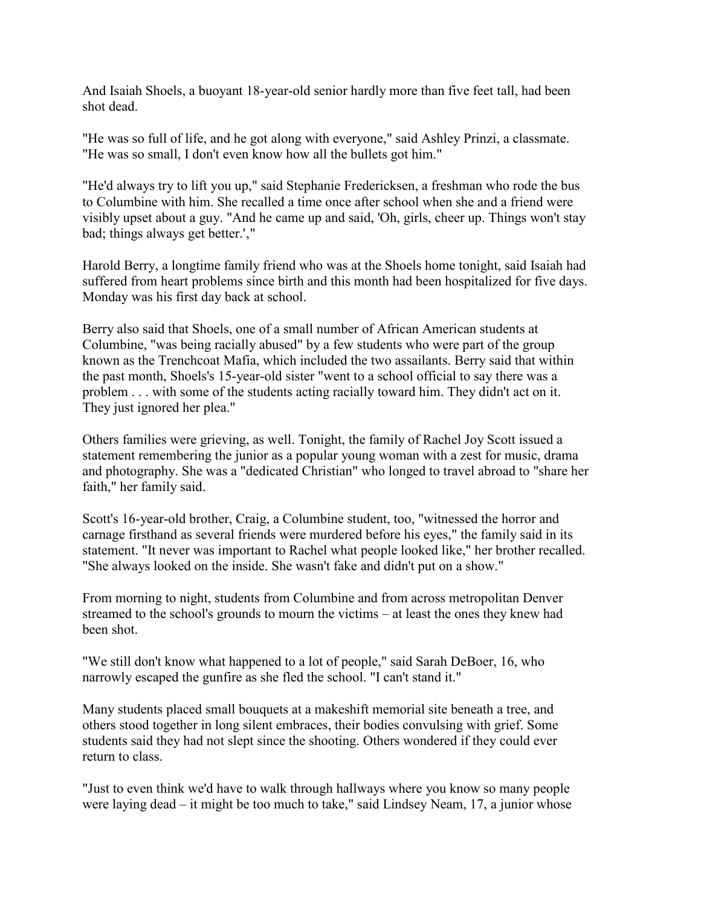And Isaiah Shoels, a buoyant 18-year-old senior hardly more than five feet tall, had been shot dead.

"He was so full of life, and he got along with everyone," said Ashley Prinzi, a classmate. "He was so small, I don't even know how all the bullets got him."

"He'd always try to lift you up," said Stephanie Fredericksen, a freshman who rode the bus to Columbine with him. She recalled a time once after school when she and a friend were visibly upset about a guy. "And he came up and said, 'Oh, girls, cheer up. Things won't stay bad; things always get better.',"

Harold Berry, a longtime family friend who was at the Shoels home tonight, said Isaiah had suffered from heart problems since birth and this month had been hospitalized for five days. Monday was his first day back at school.

Berry also said that Shoels, one of a small number of African American students at Columbine, "was being racially abused" by a few students who were part of the group known as the Trenchcoat Mafia, which included the two assailants. Berry said that within the past month, Shoels's 15-year-old sister "went to a school official to say there was a problem . . . with some of the students acting racially toward him. They didn't act on it. They just ignored her plea."

Others families were grieving, as well. Tonight, the family of Rachel Joy Scott issued a statement remembering the junior as a popular young woman with a zest for music, drama and photography. She was a "dedicated Christian" who longed to travel abroad to "share her faith," her family said.

Scott's 16-year-old brother, Craig, a Columbine student, too, "witnessed the horror and carnage firsthand as several friends were murdered before his eyes," the family said in its statement. "It never was important to Rachel what people looked like," her brother recalled. "She always looked on the inside. She wasn't fake and didn't put on a show."

From morning to night, students from Columbine and from across metropolitan Denver streamed to the school's grounds to mourn the victims – at least the ones they knew had been shot.

"We still don't know what happened to a lot of people," said Sarah DeBoer, 16, who narrowly escaped the gunfire as she fled the school. "I can't stand it."

Many students placed small bouquets at a makeshift memorial site beneath a tree, and others stood together in long silent embraces, their bodies convulsing with grief. Some students said they had not slept since the shooting. Others wondered if they could ever return to class.

"Just to even think we'd have to walk through hallways where you know so many people were laying dead – it might be too much to take," said Lindsey Neam, 17, a junior whose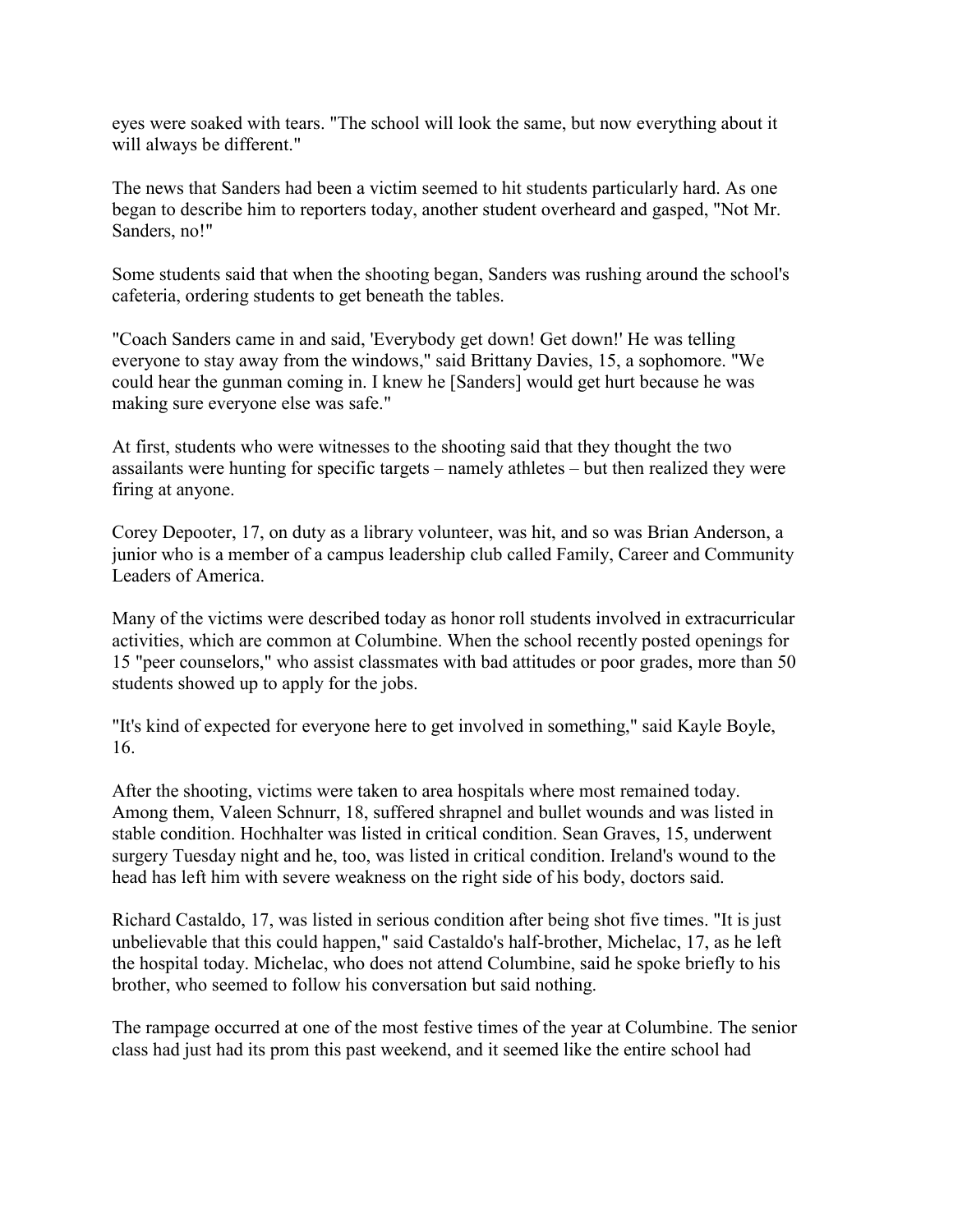eyes were soaked with tears. "The school will look the same, but now everything about it will always be different."

The news that Sanders had been a victim seemed to hit students particularly hard. As one began to describe him to reporters today, another student overheard and gasped, "Not Mr. Sanders, no!"

Some students said that when the shooting began, Sanders was rushing around the school's cafeteria, ordering students to get beneath the tables.

"Coach Sanders came in and said, 'Everybody get down! Get down!' He was telling everyone to stay away from the windows," said Brittany Davies, 15, a sophomore. "We could hear the gunman coming in. I knew he [Sanders] would get hurt because he was making sure everyone else was safe."

At first, students who were witnesses to the shooting said that they thought the two assailants were hunting for specific targets – namely athletes – but then realized they were firing at anyone.

Corey Depooter, 17, on duty as a library volunteer, was hit, and so was Brian Anderson, a junior who is a member of a campus leadership club called Family, Career and Community Leaders of America.

Many of the victims were described today as honor roll students involved in extracurricular activities, which are common at Columbine. When the school recently posted openings for 15 "peer counselors," who assist classmates with bad attitudes or poor grades, more than 50 students showed up to apply for the jobs.

"It's kind of expected for everyone here to get involved in something," said Kayle Boyle, 16.

After the shooting, victims were taken to area hospitals where most remained today. Among them, Valeen Schnurr, 18, suffered shrapnel and bullet wounds and was listed in stable condition. Hochhalter was listed in critical condition. Sean Graves, 15, underwent surgery Tuesday night and he, too, was listed in critical condition. Ireland's wound to the head has left him with severe weakness on the right side of his body, doctors said.

Richard Castaldo, 17, was listed in serious condition after being shot five times. "It is just unbelievable that this could happen," said Castaldo's half-brother, Michelac, 17, as he left the hospital today. Michelac, who does not attend Columbine, said he spoke briefly to his brother, who seemed to follow his conversation but said nothing.

The rampage occurred at one of the most festive times of the year at Columbine. The senior class had just had its prom this past weekend, and it seemed like the entire school had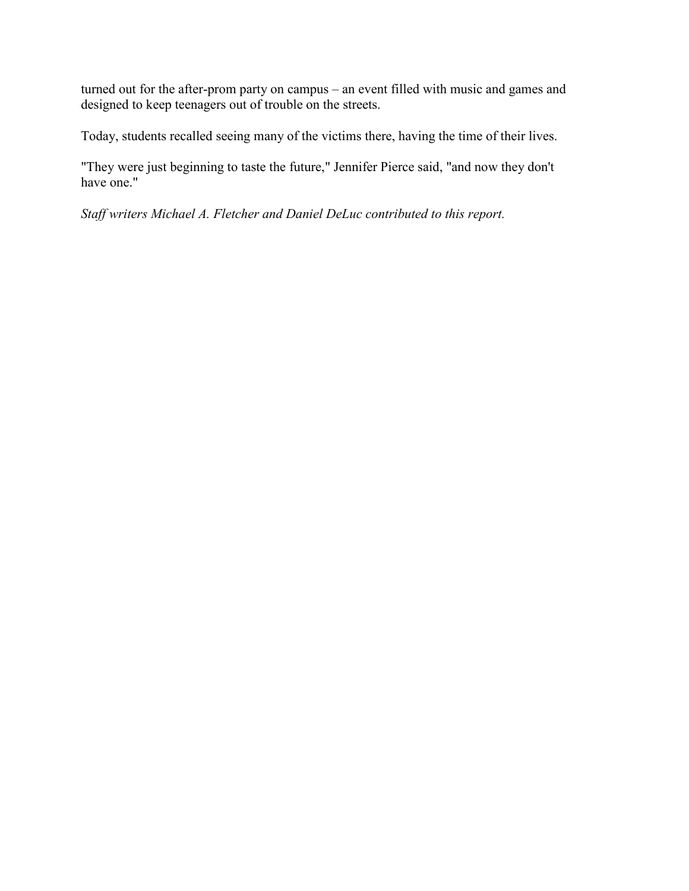turned out for the after-prom party on campus – an event filled with music and games and designed to keep teenagers out of trouble on the streets.

Today, students recalled seeing many of the victims there, having the time of their lives.

"They were just beginning to taste the future," Jennifer Pierce said, "and now they don't have one."

*Staff writers Michael A. Fletcher and Daniel DeLuc contributed to this report.*